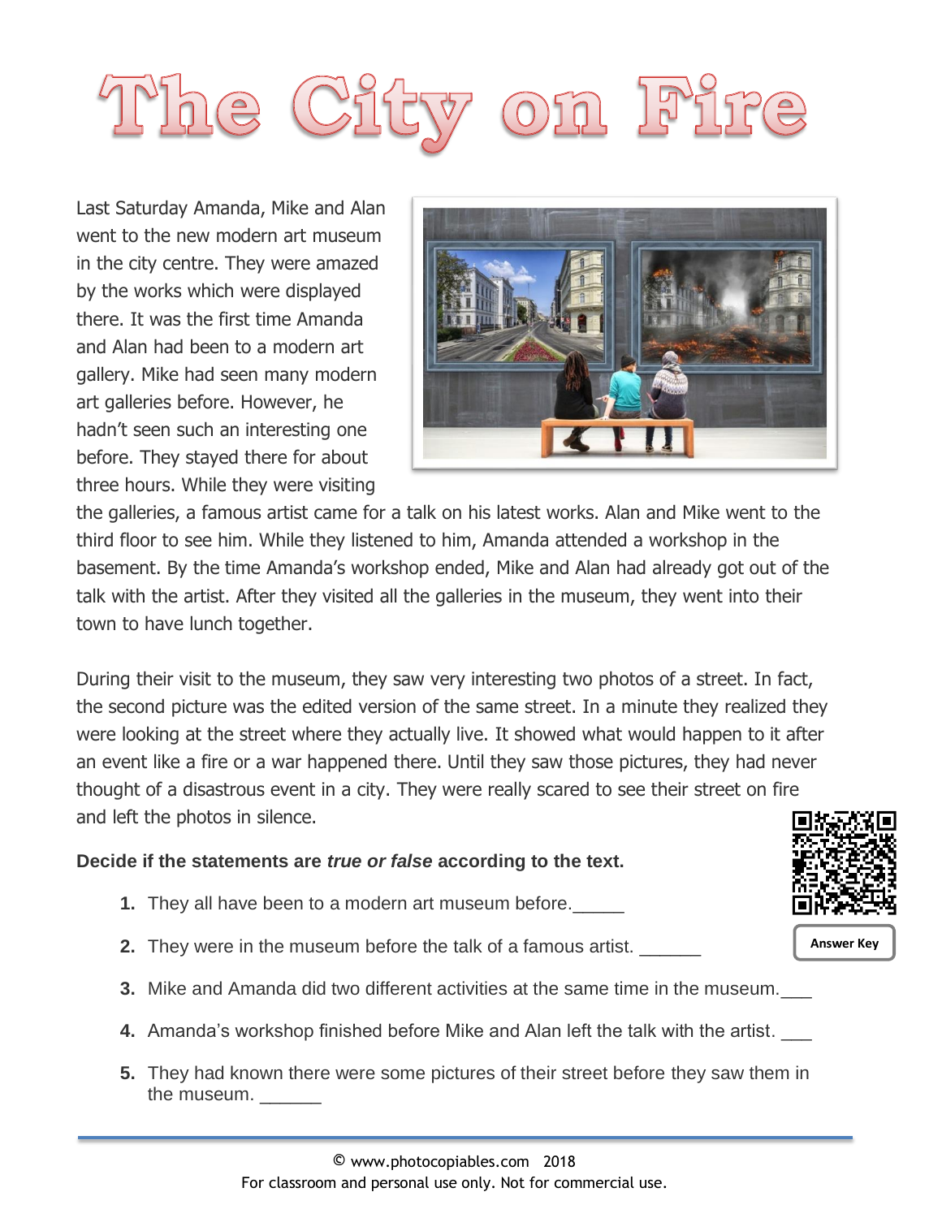# The City on Fire

Last Saturday Amanda, Mike and Alan went to the new modern art museum in the city centre. They were amazed by the works which were displayed there. It was the first time Amanda and Alan had been to a modern art gallery. Mike had seen many modern art galleries before. However, he hadn't seen such an interesting one before. They stayed there for about three hours. While they were visiting the galleries, a famous artist came for a talk on his latest works. Alan and Mike went to the third floor to see him. While they listened to him, Amanda attended a workshop in the basement. By the time Amanda's workshop ended, Mike and Alan had already got out of the talk with the artist. After they visited all the galleries in the museum, they went into their town to have lunch together.

During their visit to the museum, they saw very interesting two photos of a street. In fact, the second picture was the edited version of the same street. In a minute they realized they were looking at the street where they actually live. It showed what would happen to it after an event like a fire or a war happened there. Until they saw those pictures, they had never thought of a disastrous event in a city. They were really scared to see their street on fire and left the photos in silence.

**Decide if the statements are *true or false* according to the text.**

Answer Key

1. They all have been to a modern art museum before._____
2. They were in the museum before the talk of a famous artist. ______
3. Mike and Amanda did two different activities at the same time in the museum.___
4. Amanda's workshop finished before Mike and Alan left the talk with the artist. ___
5. They had known there were some pictures of their street before they saw them in the museum. ______

© www.photocopiables.com 2018
For classroom and personal use only. Not for commercial use.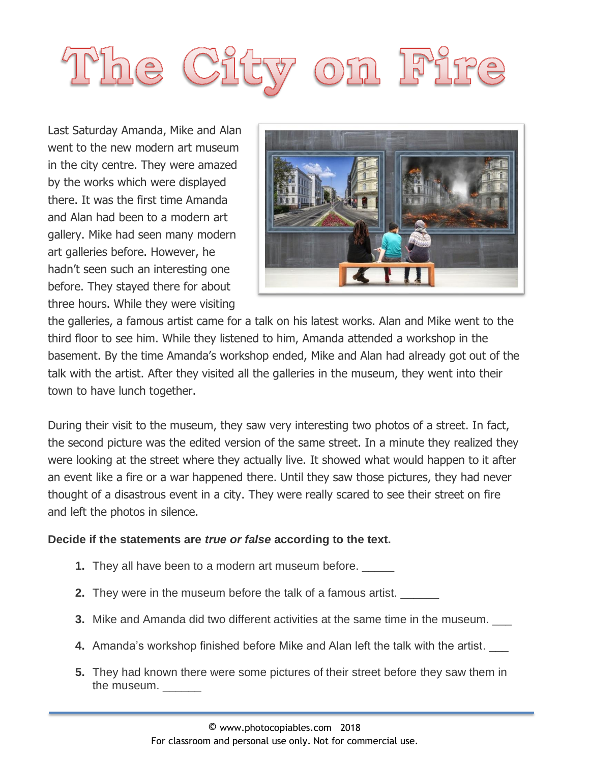# The City on Fire

Last Saturday Amanda, Mike and Alan went to the new modern art museum in the city centre. They were amazed by the works which were displayed there. It was the first time Amanda and Alan had been to a modern art gallery. Mike had seen many modern art galleries before. However, he hadn't seen such an interesting one before. They stayed there for about three hours. While they were visiting the galleries, a famous artist came for a talk on his latest works. Alan and Mike went to the third floor to see him. While they listened to him, Amanda attended a workshop in the basement. By the time Amanda's workshop ended, Mike and Alan had already got out of the talk with the artist. After they visited all the galleries in the museum, they went into their town to have lunch together.

During their visit to the museum, they saw very interesting two photos of a street. In fact, the second picture was the edited version of the same street. In a minute they realized they were looking at the street where they actually live. It showed what would happen to it after an event like a fire or a war happened there. Until they saw those pictures, they had never thought of a disastrous event in a city. They were really scared to see their street on fire and left the photos in silence.

**Decide if the statements are *true or false* according to the text.**

1. They all have been to a modern art museum before. _____
2. They were in the museum before the talk of a famous artist. ______
3. Mike and Amanda did two different activities at the same time in the museum. ___
4. Amanda's workshop finished before Mike and Alan left the talk with the artist. ___
5. They had known there were some pictures of their street before they saw them in the museum. ______

© www.photocopiables.com 2018
For classroom and personal use only. Not for commercial use.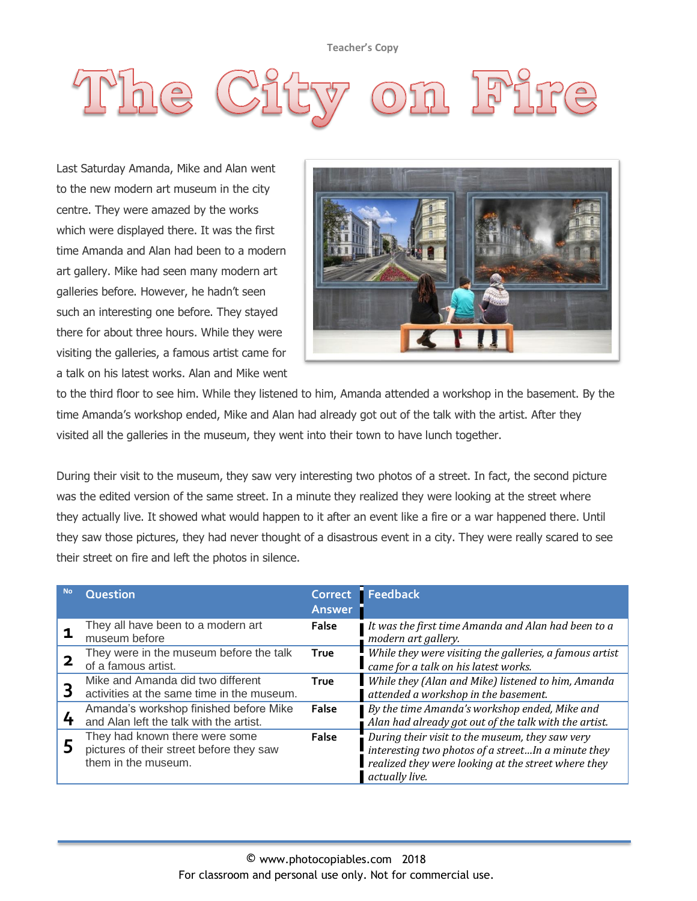Teacher's Copy

# The City on Fire

Last Saturday Amanda, Mike and Alan went to the new modern art museum in the city centre. They were amazed by the works which were displayed there. It was the first time Amanda and Alan had been to a modern art gallery. Mike had seen many modern art galleries before. However, he hadn't seen such an interesting one before. They stayed there for about three hours. While they were visiting the galleries, a famous artist came for a talk on his latest works. Alan and Mike went to the third floor to see him. While they listened to him, Amanda attended a workshop in the basement. By the time Amanda's workshop ended, Mike and Alan had already got out of the talk with the artist. After they visited all the galleries in the museum, they went into their town to have lunch together.

During their visit to the museum, they saw very interesting two photos of a street. In fact, the second picture was the edited version of the same street. In a minute they realized they were looking at the street where they actually live. It showed what would happen to it after an event like a fire or a war happened there. Until they saw those pictures, they had never thought of a disastrous event in a city. They were really scared to see their street on fire and left the photos in silence.

| No | Question | Correct Answer | Feedback |
|---|---|---|---|
| 1 | They all have been to a modern art museum before | **False** | *It was the first time Amanda and Alan had been to a modern art gallery.* |
| 2 | They were in the museum before the talk of a famous artist. | **True** | *While they were visiting the galleries, a famous artist came for a talk on his latest works.* |
| 3 | Mike and Amanda did two different activities at the same time in the museum. | **True** | *While they (Alan and Mike) listened to him, Amanda attended a workshop in the basement.* |
| 4 | Amanda's workshop finished before Mike and Alan left the talk with the artist. | **False** | *By the time Amanda's workshop ended, Mike and Alan had already got out of the talk with the artist.* |
| 5 | They had known there were some pictures of their street before they saw them in the museum. | **False** | *During their visit to the museum, they saw very interesting two photos of a street…In a minute they realized they were looking at the street where they actually live.* |

© www.photocopiables.com 2018
For classroom and personal use only. Not for commercial use.